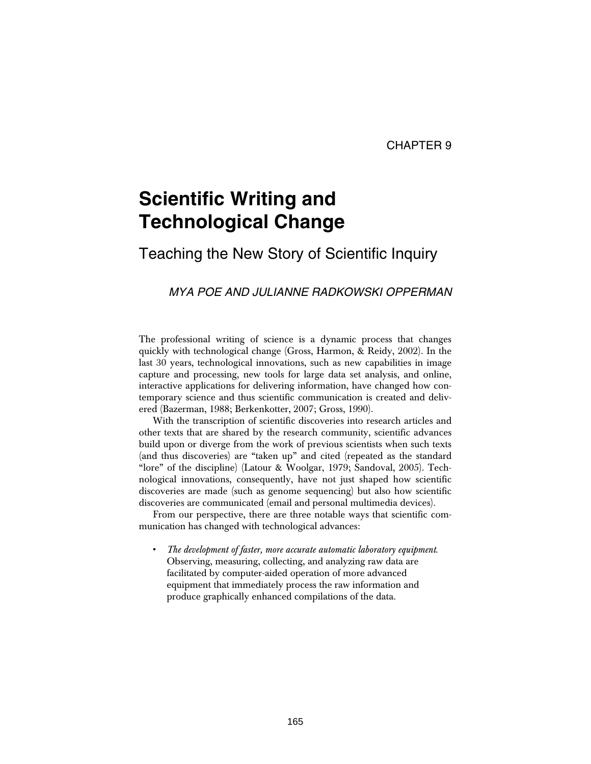CHAPTER 9

# Scientific Writing and Technological Change

## Teaching the New Story of Scientific Inquiry

*MYA POE AND JULIANNE RADKOWSKI OPPERMAN*

The professional writing of science is a dynamic process that changes quickly with technological change (Gross, Harmon, & Reidy, 2002). In the last 30 years, technological innovations, such as new capabilities in image capture and processing, new tools for large data set analysis, and online, interactive applications for delivering information, have changed how contemporary science and thus scientific communication is created and delivered (Bazerman, 1988; Berkenkotter, 2007; Gross, 1990).

With the transcription of scientific discoveries into research articles and other texts that are shared by the research community, scientific advances build upon or diverge from the work of previous scientists when such texts (and thus discoveries) are "taken up" and cited (repeated as the standard "lore" of the discipline) (Latour & Woolgar, 1979; Sandoval, 2005). Technological innovations, consequently, have not just shaped how scientific discoveries are made (such as genome sequencing) but also how scientific discoveries are communicated (email and personal multimedia devices).

From our perspective, there are three notable ways that scientific communication has changed with technological advances:

- *The development of faster, more accurate automatic laboratory equipment.* Observing, measuring, collecting, and analyzing raw data are facilitated by computer-aided operation of more advanced equipment that immediately process the raw information and produce graphically enhanced compilations of the data.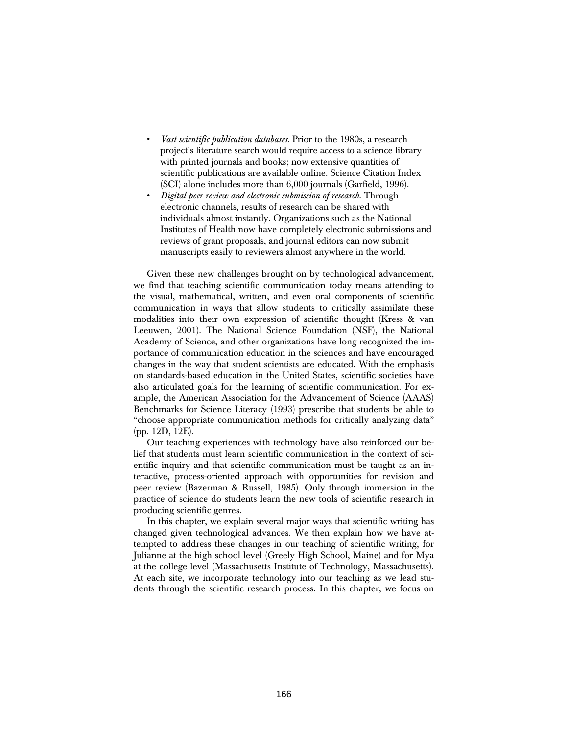- *Vast scientific publication databases.* Prior to the 1980s, a research project's literature search would require access to a science library with printed journals and books; now extensive quantities of scientific publications are available online. Science Citation Index (SCI) alone includes more than 6,000 journals (Garfield, 1996).
- *Digital peer review and electronic submission of research.* Through electronic channels, results of research can be shared with individuals almost instantly. Organizations such as the National Institutes of Health now have completely electronic submissions and reviews of grant proposals, and journal editors can now submit manuscripts easily to reviewers almost anywhere in the world.

Given these new challenges brought on by technological advancement, we find that teaching scientific communication today means attending to the visual, mathematical, written, and even oral components of scientific communication in ways that allow students to critically assimilate these modalities into their own expression of scientific thought (Kress & van Leeuwen, 2001). The National Science Foundation (NSF), the National Academy of Science, and other organizations have long recognized the importance of communication education in the sciences and have encouraged changes in the way that student scientists are educated. With the emphasis on standards-based education in the United States, scientific societies have also articulated goals for the learning of scientific communication. For example, the American Association for the Advancement of Science (AAAS) Benchmarks for Science Literacy (1993) prescribe that students be able to "choose appropriate communication methods for critically analyzing data" (pp. 12D, 12E).

Our teaching experiences with technology have also reinforced our belief that students must learn scientific communication in the context of scientific inquiry and that scientific communication must be taught as an interactive, process-oriented approach with opportunities for revision and peer review (Bazerman & Russell, 1985). Only through immersion in the practice of science do students learn the new tools of scientific research in producing scientific genres.

In this chapter, we explain several major ways that scientific writing has changed given technological advances. We then explain how we have attempted to address these changes in our teaching of scientific writing, for Julianne at the high school level (Greely High School, Maine) and for Mya at the college level (Massachusetts Institute of Technology, Massachusetts). At each site, we incorporate technology into our teaching as we lead students through the scientific research process. In this chapter, we focus on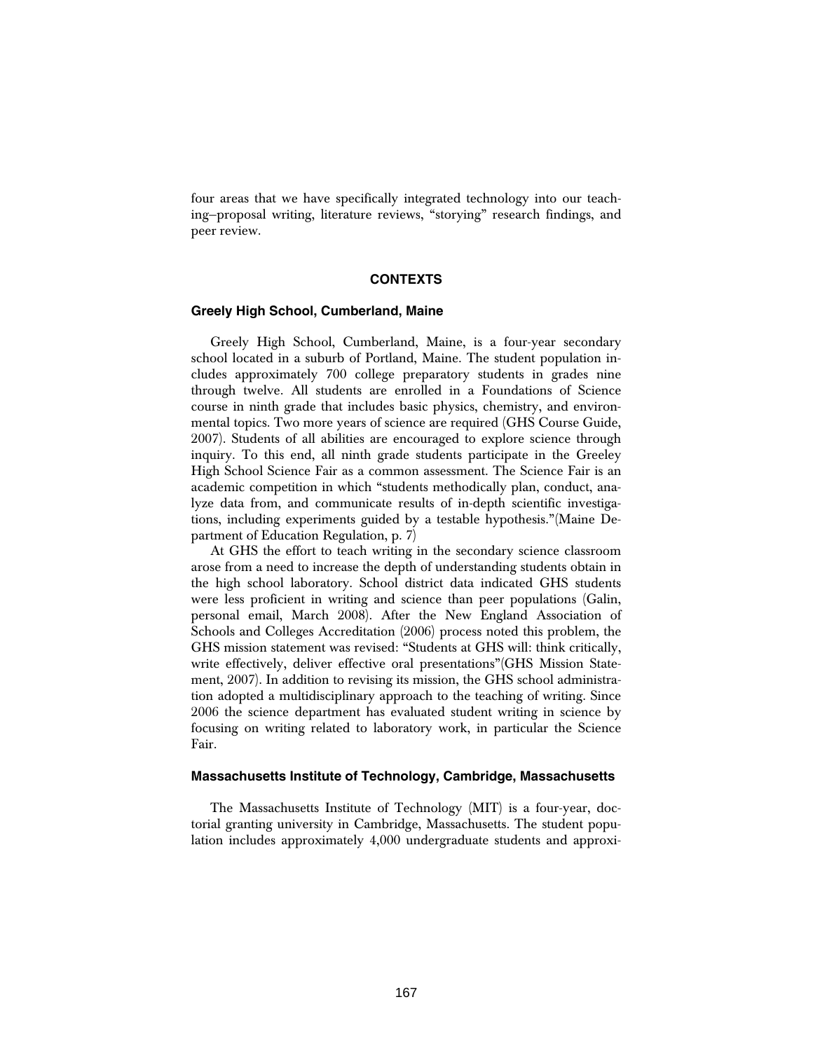four areas that we have specifically integrated technology into our teaching–proposal writing, literature reviews, "storying" research findings, and peer review.

## CONTEXTS

### Greely High School, Cumberland, Maine

Greely High School, Cumberland, Maine, is a four-year secondary school located in a suburb of Portland, Maine. The student population includes approximately 700 college preparatory students in grades nine through twelve. All students are enrolled in a Foundations of Science course in ninth grade that includes basic physics, chemistry, and environmental topics. Two more years of science are required (GHS Course Guide, 2007). Students of all abilities are encouraged to explore science through inquiry. To this end, all ninth grade students participate in the Greeley High School Science Fair as a common assessment. The Science Fair is an academic competition in which "students methodically plan, conduct, analyze data from, and communicate results of in-depth scientific investigations, including experiments guided by a testable hypothesis."(Maine Department of Education Regulation, p. 7)

At GHS the effort to teach writing in the secondary science classroom arose from a need to increase the depth of understanding students obtain in the high school laboratory. School district data indicated GHS students were less proficient in writing and science than peer populations (Galin, personal email, March 2008). After the New England Association of Schools and Colleges Accreditation (2006) process noted this problem, the GHS mission statement was revised: "Students at GHS will: think critically, write effectively, deliver effective oral presentations"(GHS Mission Statement, 2007). In addition to revising its mission, the GHS school administration adopted a multidisciplinary approach to the teaching of writing. Since 2006 the science department has evaluated student writing in science by focusing on writing related to laboratory work, in particular the Science Fair.

### Massachusetts Institute of Technology, Cambridge, Massachusetts

The Massachusetts Institute of Technology (MIT) is a four-year, doctorial granting university in Cambridge, Massachusetts. The student population includes approximately 4,000 undergraduate students and approxi-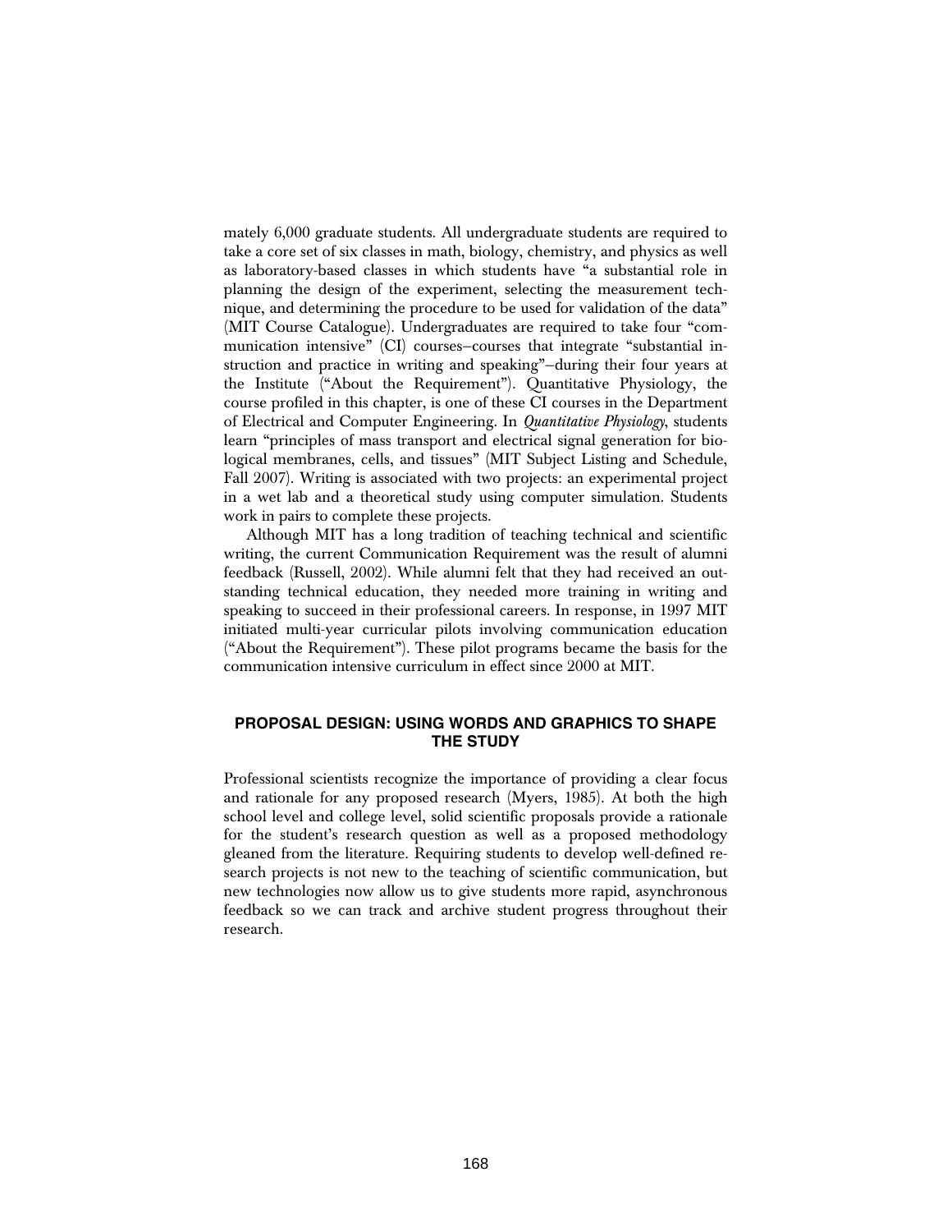mately 6,000 graduate students. All undergraduate students are required to take a core set of six classes in math, biology, chemistry, and physics as well as laboratory-based classes in which students have "a substantial role in planning the design of the experiment, selecting the measurement technique, and determining the procedure to be used for validation of the data" (MIT Course Catalogue). Undergraduates are required to take four "communication intensive" (CI) courses—courses that integrate "substantial instruction and practice in writing and speaking"—during their four years at the Institute ("About the Requirement"). Quantitative Physiology, the course profiled in this chapter, is one of these CI courses in the Department of Electrical and Computer Engineering. In *Quantitative Physiology*, students learn "principles of mass transport and electrical signal generation for biological membranes, cells, and tissues" (MIT Subject Listing and Schedule, Fall 2007). Writing is associated with two projects: an experimental project in a wet lab and a theoretical study using computer simulation. Students work in pairs to complete these projects.

Although MIT has a long tradition of teaching technical and scientific writing, the current Communication Requirement was the result of alumni feedback (Russell, 2002). While alumni felt that they had received an outstanding technical education, they needed more training in writing and speaking to succeed in their professional careers. In response, in 1997 MIT initiated multi-year curricular pilots involving communication education ("About the Requirement"). These pilot programs became the basis for the communication intensive curriculum in effect since 2000 at MIT.

## PROPOSAL DESIGN: USING WORDS AND GRAPHICS TO SHAPE THE STUDY

Professional scientists recognize the importance of providing a clear focus and rationale for any proposed research (Myers, 1985). At both the high school level and college level, solid scientific proposals provide a rationale for the student's research question as well as a proposed methodology gleaned from the literature. Requiring students to develop well-defined research projects is not new to the teaching of scientific communication, but new technologies now allow us to give students more rapid, asynchronous feedback so we can track and archive student progress throughout their research.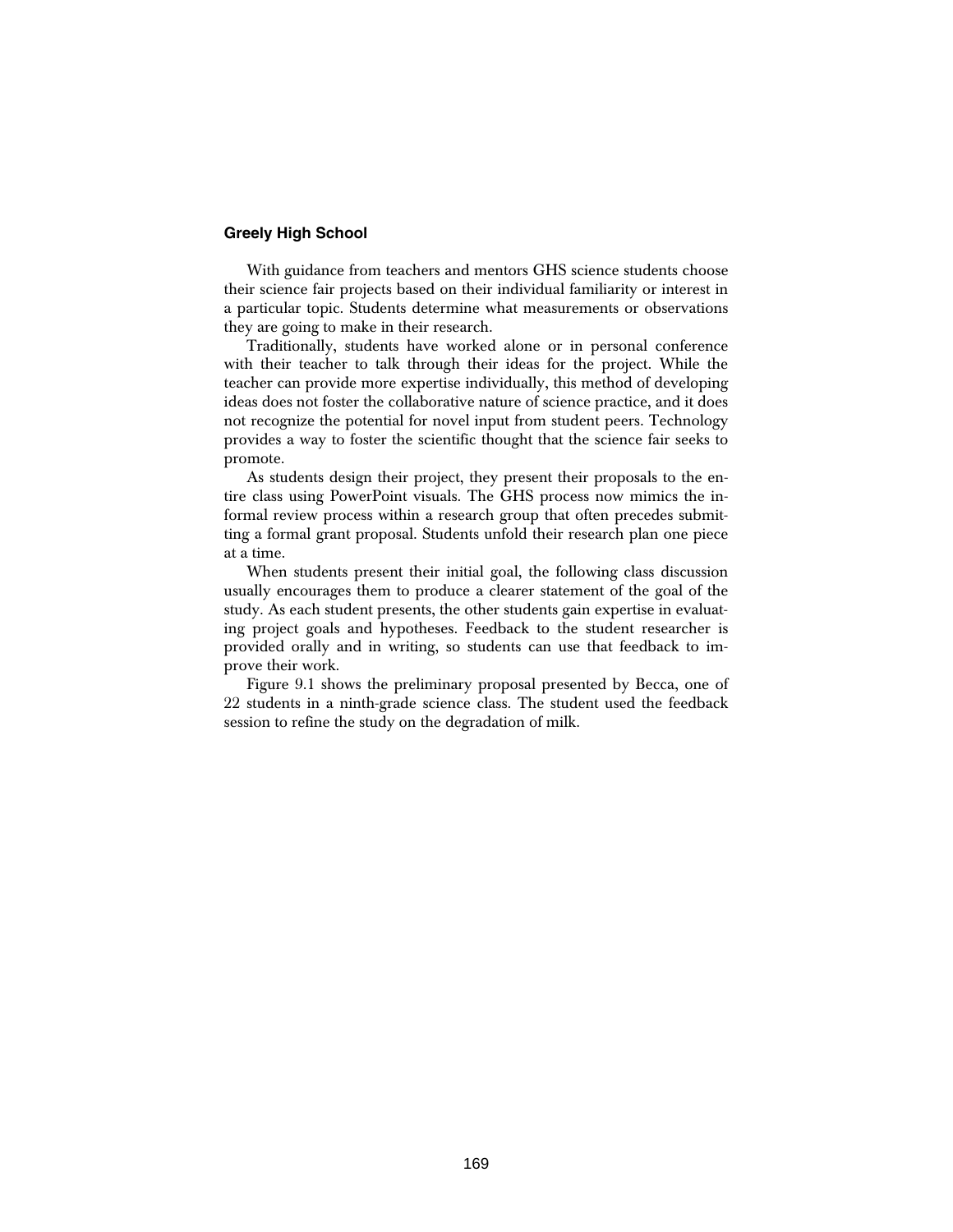### Greely High School

With guidance from teachers and mentors GHS science students choose their science fair projects based on their individual familiarity or interest in a particular topic. Students determine what measurements or observations they are going to make in their research.

Traditionally, students have worked alone or in personal conference with their teacher to talk through their ideas for the project. While the teacher can provide more expertise individually, this method of developing ideas does not foster the collaborative nature of science practice, and it does not recognize the potential for novel input from student peers. Technology provides a way to foster the scientific thought that the science fair seeks to promote.

As students design their project, they present their proposals to the entire class using PowerPoint visuals. The GHS process now mimics the informal review process within a research group that often precedes submitting a formal grant proposal. Students unfold their research plan one piece at a time.

When students present their initial goal, the following class discussion usually encourages them to produce a clearer statement of the goal of the study. As each student presents, the other students gain expertise in evaluating project goals and hypotheses. Feedback to the student researcher is provided orally and in writing, so students can use that feedback to improve their work.

Figure 9.1 shows the preliminary proposal presented by Becca, one of 22 students in a ninth-grade science class. The student used the feedback session to refine the study on the degradation of milk.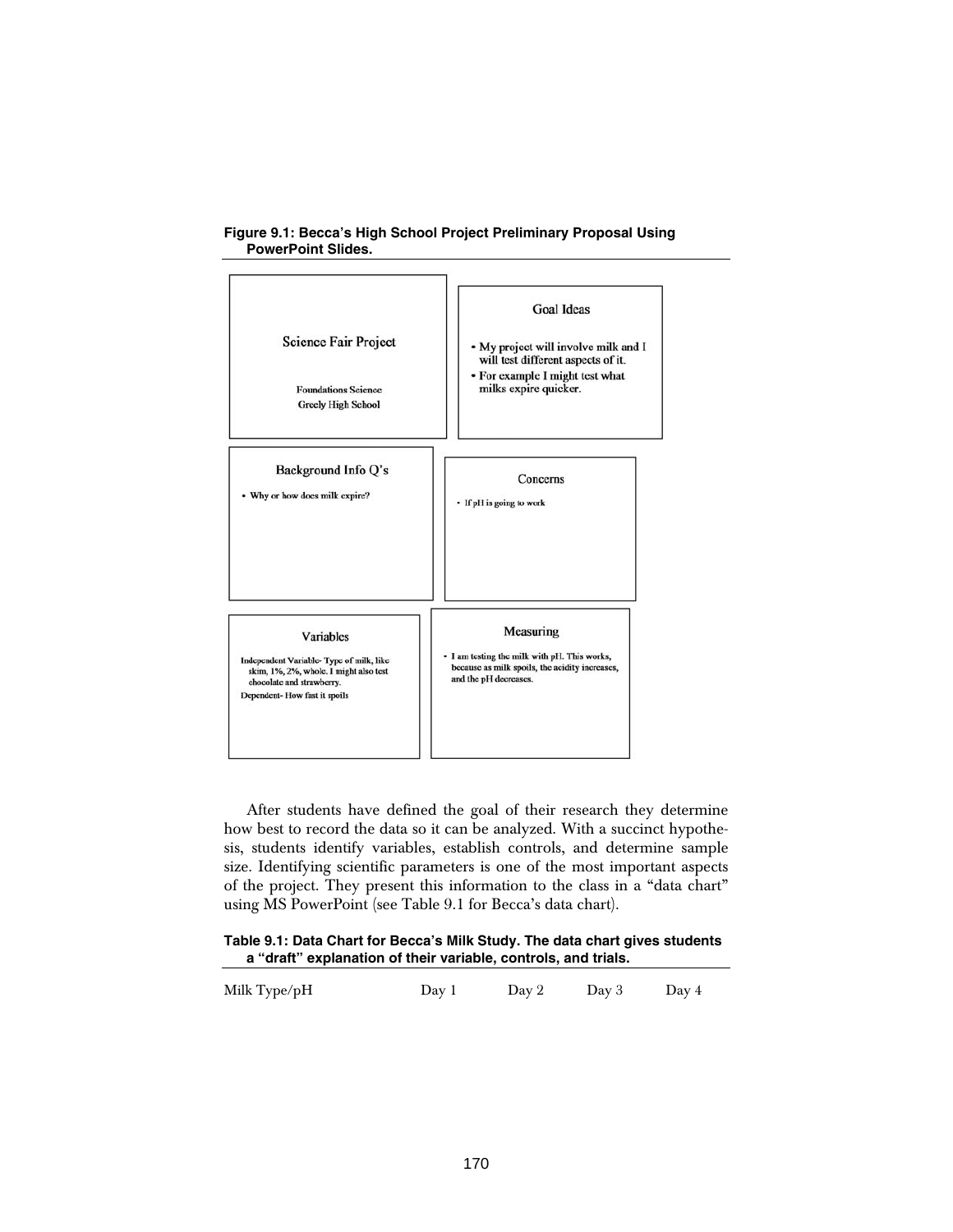**Figure 9.1: Becca's High School Project Preliminary Proposal Using PowerPoint Slides.**

Science Fair Project

Foundations Science
Greely High School

Goal Ideas

- My project will involve milk and I will test different aspects of it.
- For example I might test what milks expire quicker.

Background Info Q's

- Why or how does milk expire?

Concerns

- If pH is going to work

Variables

Independent Variable- Type of milk, like skim, 1%, 2%, whole. I might also test chocolate and strawberry.
Dependent- How fast it spoils

Measuring

- I am testing the milk with pH. This works, because as milk spoils, the acidity increases, and the pH decreases.

After students have defined the goal of their research they determine how best to record the data so it can be analyzed. With a succinct hypothesis, students identify variables, establish controls, and determine sample size. Identifying scientific parameters is one of the most important aspects of the project. They present this information to the class in a "data chart" using MS PowerPoint (see Table 9.1 for Becca's data chart).

**Table 9.1: Data Chart for Becca's Milk Study. The data chart gives students a "draft" explanation of their variable, controls, and trials.**

| Milk Type/pH | Day 1 | Day 2 | Day 3 | Day 4 |
|---|---|---|---|---|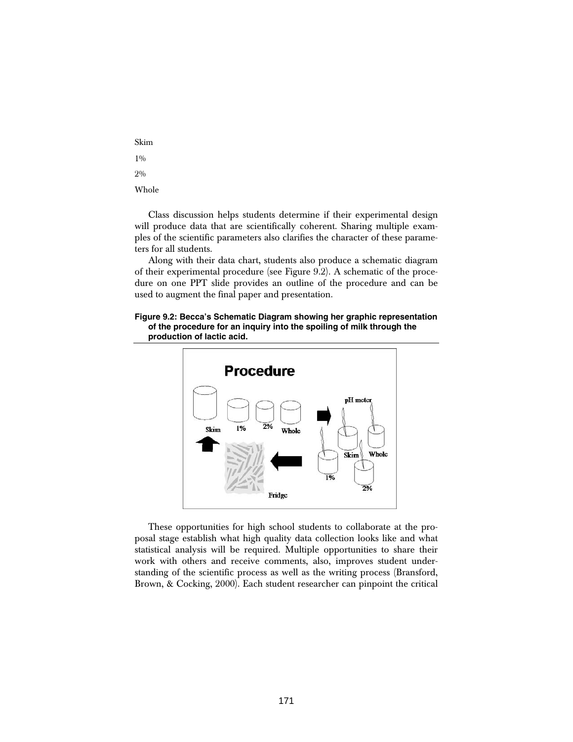Skim

1%

2%

Whole

Class discussion helps students determine if their experimental design will produce data that are scientifically coherent. Sharing multiple examples of the scientific parameters also clarifies the character of these parameters for all students.

Along with their data chart, students also produce a schematic diagram of their experimental procedure (see Figure 9.2). A schematic of the procedure on one PPT slide provides an outline of the procedure and can be used to augment the final paper and presentation.

**Figure 9.2: Becca's Schematic Diagram showing her graphic representation of the procedure for an inquiry into the spoiling of milk through the production of lactic acid.**

These opportunities for high school students to collaborate at the proposal stage establish what high quality data collection looks like and what statistical analysis will be required. Multiple opportunities to share their work with others and receive comments, also, improves student understanding of the scientific process as well as the writing process (Bransford, Brown, & Cocking, 2000). Each student researcher can pinpoint the critical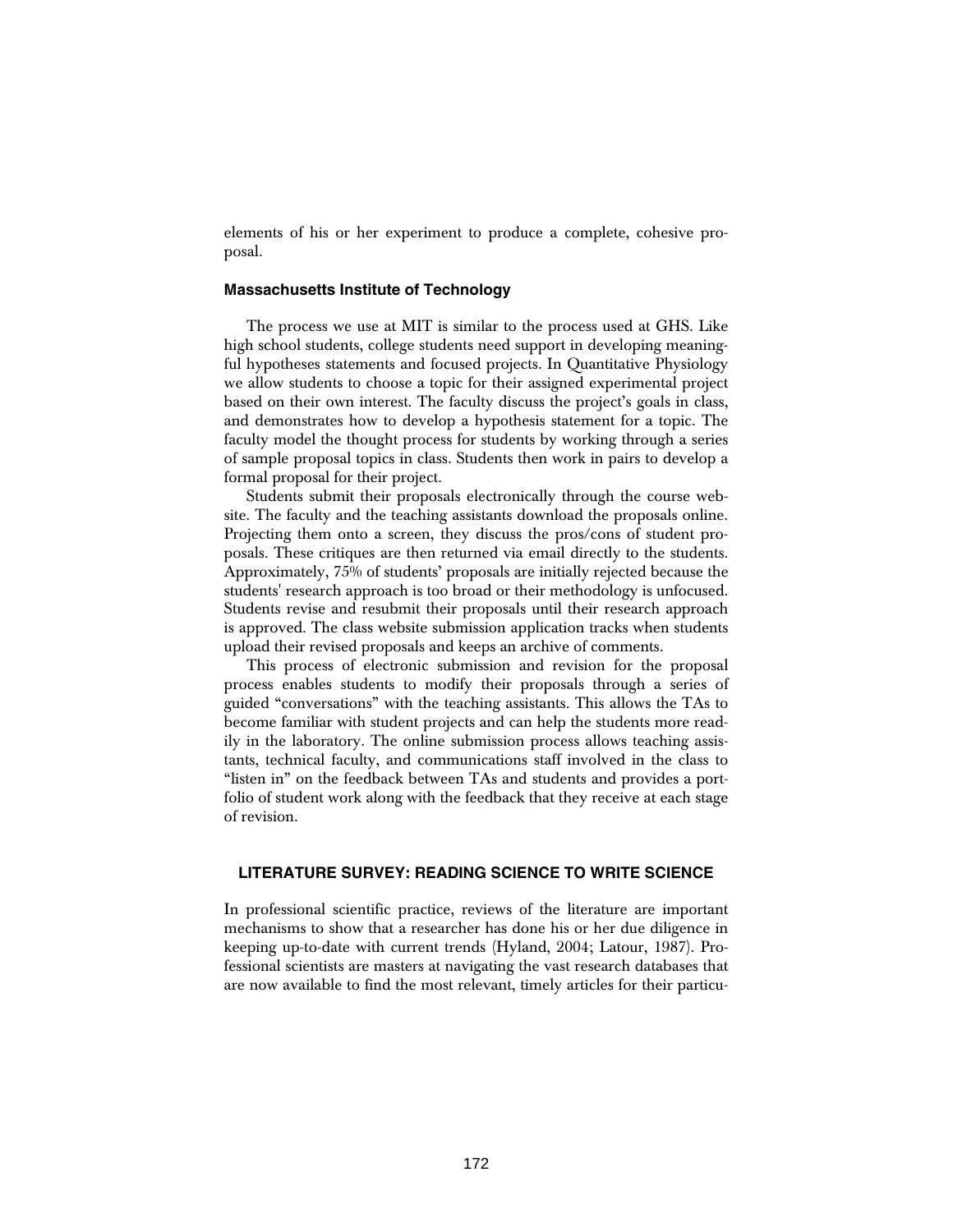elements of his or her experiment to produce a complete, cohesive proposal.

### Massachusetts Institute of Technology

The process we use at MIT is similar to the process used at GHS. Like high school students, college students need support in developing meaningful hypotheses statements and focused projects. In Quantitative Physiology we allow students to choose a topic for their assigned experimental project based on their own interest. The faculty discuss the project's goals in class, and demonstrates how to develop a hypothesis statement for a topic. The faculty model the thought process for students by working through a series of sample proposal topics in class. Students then work in pairs to develop a formal proposal for their project.

Students submit their proposals electronically through the course website. The faculty and the teaching assistants download the proposals online. Projecting them onto a screen, they discuss the pros/cons of student proposals. These critiques are then returned via email directly to the students. Approximately, 75% of students' proposals are initially rejected because the students' research approach is too broad or their methodology is unfocused. Students revise and resubmit their proposals until their research approach is approved. The class website submission application tracks when students upload their revised proposals and keeps an archive of comments.

This process of electronic submission and revision for the proposal process enables students to modify their proposals through a series of guided "conversations" with the teaching assistants. This allows the TAs to become familiar with student projects and can help the students more readily in the laboratory. The online submission process allows teaching assistants, technical faculty, and communications staff involved in the class to "listen in" on the feedback between TAs and students and provides a portfolio of student work along with the feedback that they receive at each stage of revision.

## LITERATURE SURVEY: READING SCIENCE TO WRITE SCIENCE

In professional scientific practice, reviews of the literature are important mechanisms to show that a researcher has done his or her due diligence in keeping up-to-date with current trends (Hyland, 2004; Latour, 1987). Professional scientists are masters at navigating the vast research databases that are now available to find the most relevant, timely articles for their particu-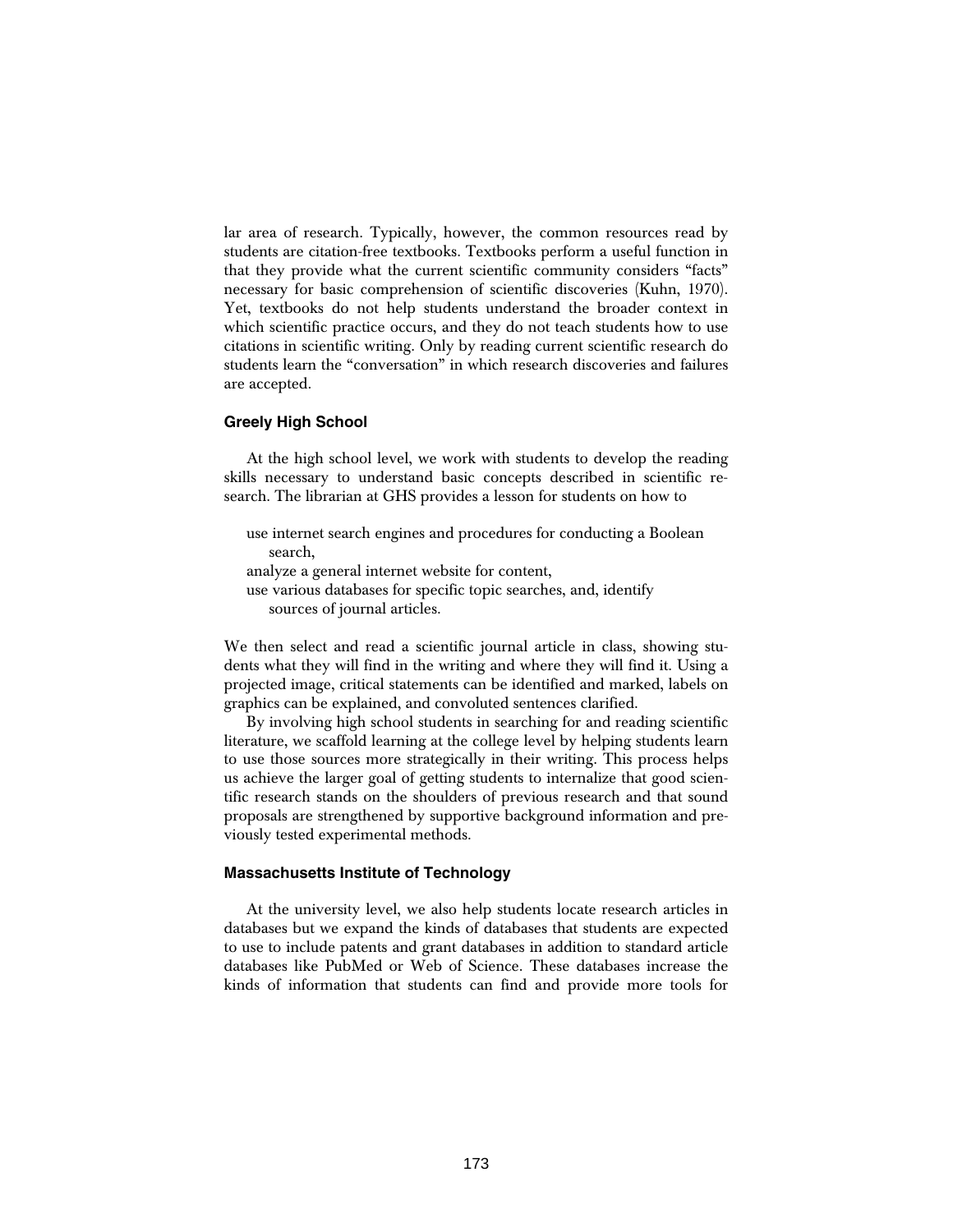lar area of research. Typically, however, the common resources read by students are citation-free textbooks. Textbooks perform a useful function in that they provide what the current scientific community considers "facts" necessary for basic comprehension of scientific discoveries (Kuhn, 1970). Yet, textbooks do not help students understand the broader context in which scientific practice occurs, and they do not teach students how to use citations in scientific writing. Only by reading current scientific research do students learn the "conversation" in which research discoveries and failures are accepted.

### Greely High School

At the high school level, we work with students to develop the reading skills necessary to understand basic concepts described in scientific research. The librarian at GHS provides a lesson for students on how to

- use internet search engines and procedures for conducting a Boolean search,
- analyze a general internet website for content,
- use various databases for specific topic searches, and, identify sources of journal articles.

We then select and read a scientific journal article in class, showing students what they will find in the writing and where they will find it. Using a projected image, critical statements can be identified and marked, labels on graphics can be explained, and convoluted sentences clarified.

By involving high school students in searching for and reading scientific literature, we scaffold learning at the college level by helping students learn to use those sources more strategically in their writing. This process helps us achieve the larger goal of getting students to internalize that good scientific research stands on the shoulders of previous research and that sound proposals are strengthened by supportive background information and previously tested experimental methods.

### Massachusetts Institute of Technology

At the university level, we also help students locate research articles in databases but we expand the kinds of databases that students are expected to use to include patents and grant databases in addition to standard article databases like PubMed or Web of Science. These databases increase the kinds of information that students can find and provide more tools for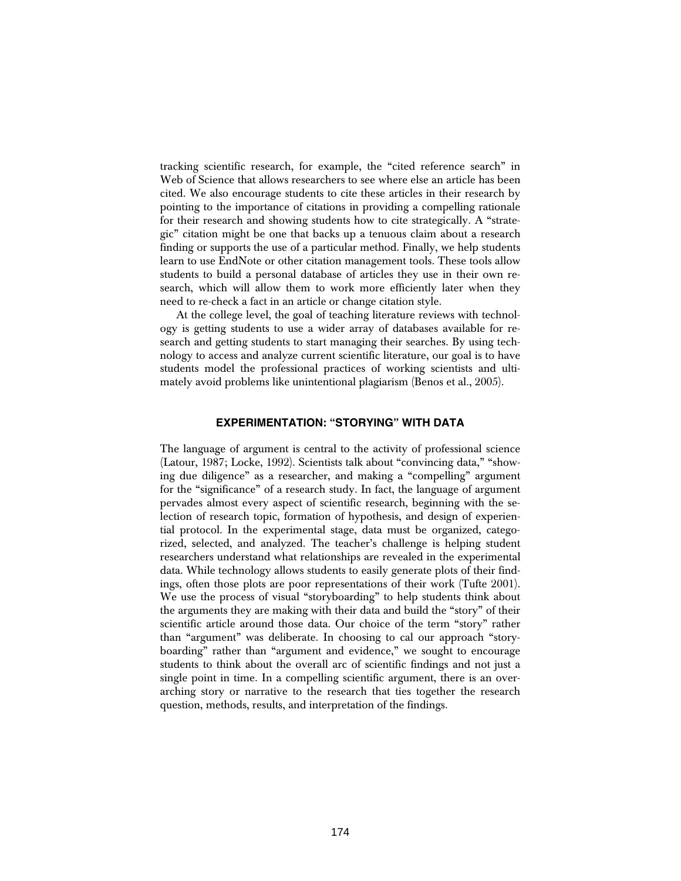tracking scientific research, for example, the "cited reference search" in Web of Science that allows researchers to see where else an article has been cited. We also encourage students to cite these articles in their research by pointing to the importance of citations in providing a compelling rationale for their research and showing students how to cite strategically. A "strategic" citation might be one that backs up a tenuous claim about a research finding or supports the use of a particular method. Finally, we help students learn to use EndNote or other citation management tools. These tools allow students to build a personal database of articles they use in their own research, which will allow them to work more efficiently later when they need to re-check a fact in an article or change citation style.

At the college level, the goal of teaching literature reviews with technology is getting students to use a wider array of databases available for research and getting students to start managing their searches. By using technology to access and analyze current scientific literature, our goal is to have students model the professional practices of working scientists and ultimately avoid problems like unintentional plagiarism (Benos et al., 2005).

## EXPERIMENTATION: "STORYING" WITH DATA

The language of argument is central to the activity of professional science (Latour, 1987; Locke, 1992). Scientists talk about "convincing data," "showing due diligence" as a researcher, and making a "compelling" argument for the "significance" of a research study. In fact, the language of argument pervades almost every aspect of scientific research, beginning with the selection of research topic, formation of hypothesis, and design of experiential protocol. In the experimental stage, data must be organized, categorized, selected, and analyzed. The teacher's challenge is helping student researchers understand what relationships are revealed in the experimental data. While technology allows students to easily generate plots of their findings, often those plots are poor representations of their work (Tufte 2001). We use the process of visual "storyboarding" to help students think about the arguments they are making with their data and build the "story" of their scientific article around those data. Our choice of the term "story" rather than "argument" was deliberate. In choosing to cal our approach "storyboarding" rather than "argument and evidence," we sought to encourage students to think about the overall arc of scientific findings and not just a single point in time. In a compelling scientific argument, there is an overarching story or narrative to the research that ties together the research question, methods, results, and interpretation of the findings.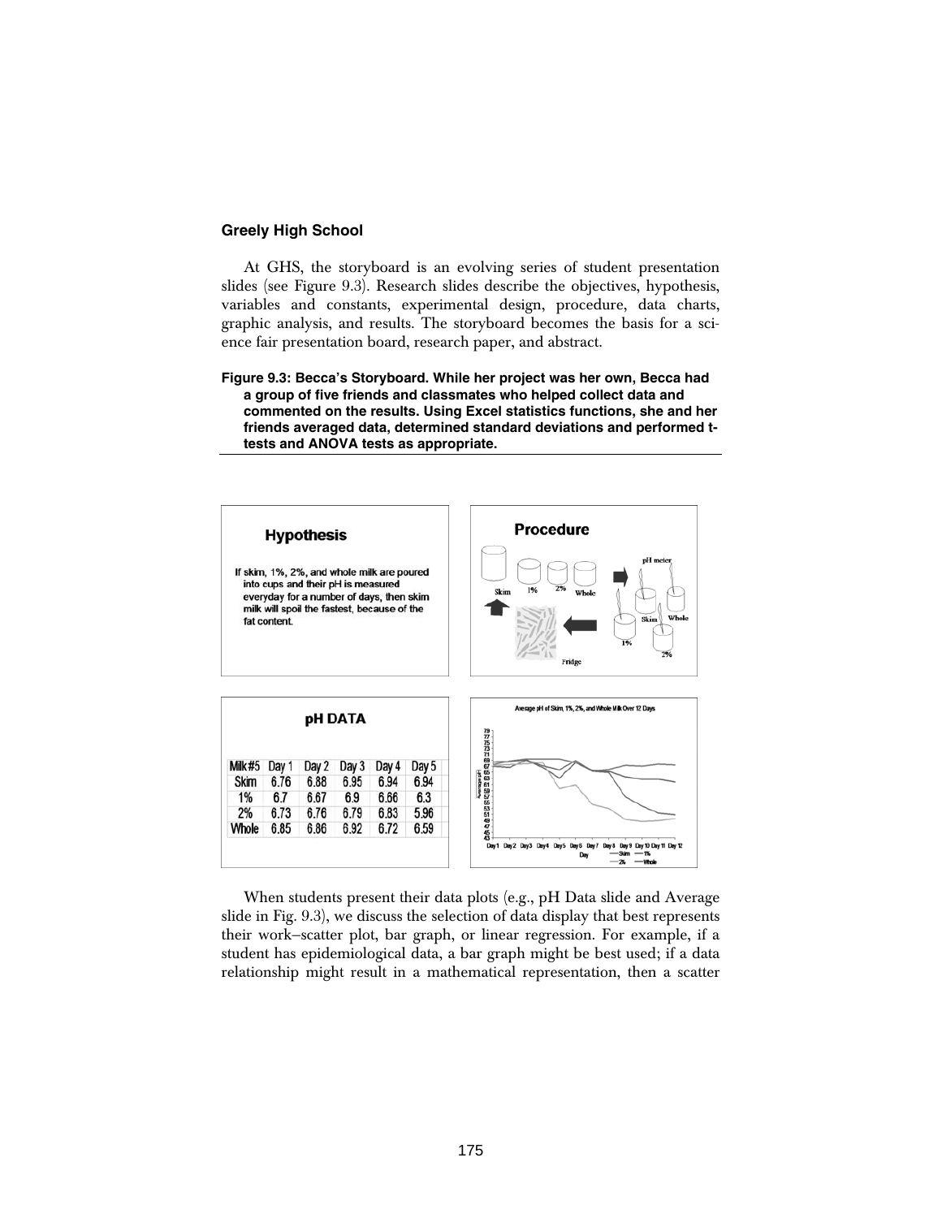### Greely High School

At GHS, the storyboard is an evolving series of student presentation slides (see Figure 9.3). Research slides describe the objectives, hypothesis, variables and constants, experimental design, procedure, data charts, graphic analysis, and results. The storyboard becomes the basis for a science fair presentation board, research paper, and abstract.

**Figure 9.3: Becca's Storyboard. While her project was her own, Becca had a group of five friends and classmates who helped collect data and commented on the results. Using Excel statistics functions, she and her friends averaged data, determined standard deviations and performed t-tests and ANOVA tests as appropriate.**

**Hypothesis**

If skim, 1%, 2%, and whole milk are poured into cups and their pH is measured everyday for a number of days, then skim milk will spoil the fastest, because of the fat content.

**Procedure**

**pH DATA**

| Milk #5 | Day 1 | Day 2 | Day 3 | Day 4 | Day 5 |
|---|---|---|---|---|---|
| Skim | 6.76 | 6.88 | 6.95 | 6.94 | 6.94 |
| 1% | 6.7 | 6.67 | 6.9 | 6.66 | 6.3 |
| 2% | 6.73 | 6.76 | 6.79 | 6.83 | 5.96 |
| Whole | 6.85 | 6.86 | 6.92 | 6.72 | 6.59 |

Average pH of Skim, 1%, 2%, and Whole Milk Over 12 Days

When students present their data plots (e.g., pH Data slide and Average slide in Fig. 9.3), we discuss the selection of data display that best represents their work–scatter plot, bar graph, or linear regression. For example, if a student has epidemiological data, a bar graph might be best used; if a data relationship might result in a mathematical representation, then a scatter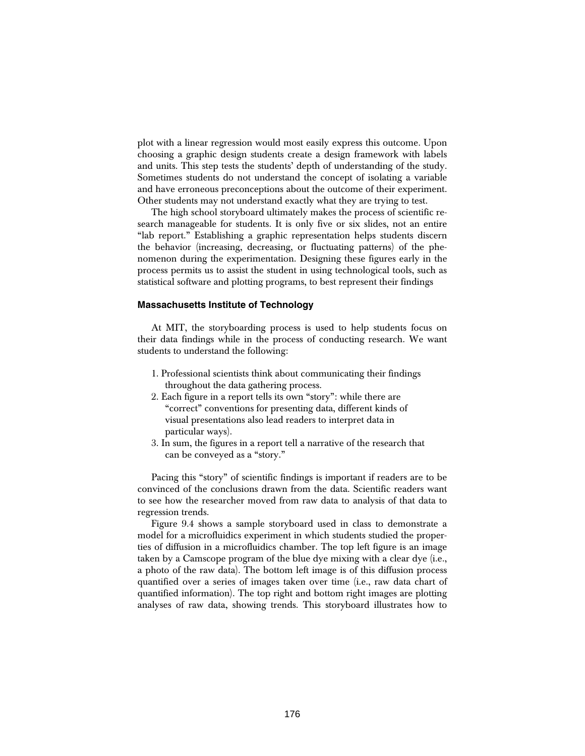plot with a linear regression would most easily express this outcome. Upon choosing a graphic design students create a design framework with labels and units. This step tests the students' depth of understanding of the study. Sometimes students do not understand the concept of isolating a variable and have erroneous preconceptions about the outcome of their experiment. Other students may not understand exactly what they are trying to test.

The high school storyboard ultimately makes the process of scientific research manageable for students. It is only five or six slides, not an entire "lab report." Establishing a graphic representation helps students discern the behavior (increasing, decreasing, or fluctuating patterns) of the phenomenon during the experimentation. Designing these figures early in the process permits us to assist the student in using technological tools, such as statistical software and plotting programs, to best represent their findings

### Massachusetts Institute of Technology

At MIT, the storyboarding process is used to help students focus on their data findings while in the process of conducting research. We want students to understand the following:

1. Professional scientists think about communicating their findings throughout the data gathering process.
2. Each figure in a report tells its own "story": while there are "correct" conventions for presenting data, different kinds of visual presentations also lead readers to interpret data in particular ways).
3. In sum, the figures in a report tell a narrative of the research that can be conveyed as a "story."

Pacing this "story" of scientific findings is important if readers are to be convinced of the conclusions drawn from the data. Scientific readers want to see how the researcher moved from raw data to analysis of that data to regression trends.

Figure 9.4 shows a sample storyboard used in class to demonstrate a model for a microfluidics experiment in which students studied the properties of diffusion in a microfluidics chamber. The top left figure is an image taken by a Camscope program of the blue dye mixing with a clear dye (i.e., a photo of the raw data). The bottom left image is of this diffusion process quantified over a series of images taken over time (i.e., raw data chart of quantified information). The top right and bottom right images are plotting analyses of raw data, showing trends. This storyboard illustrates how to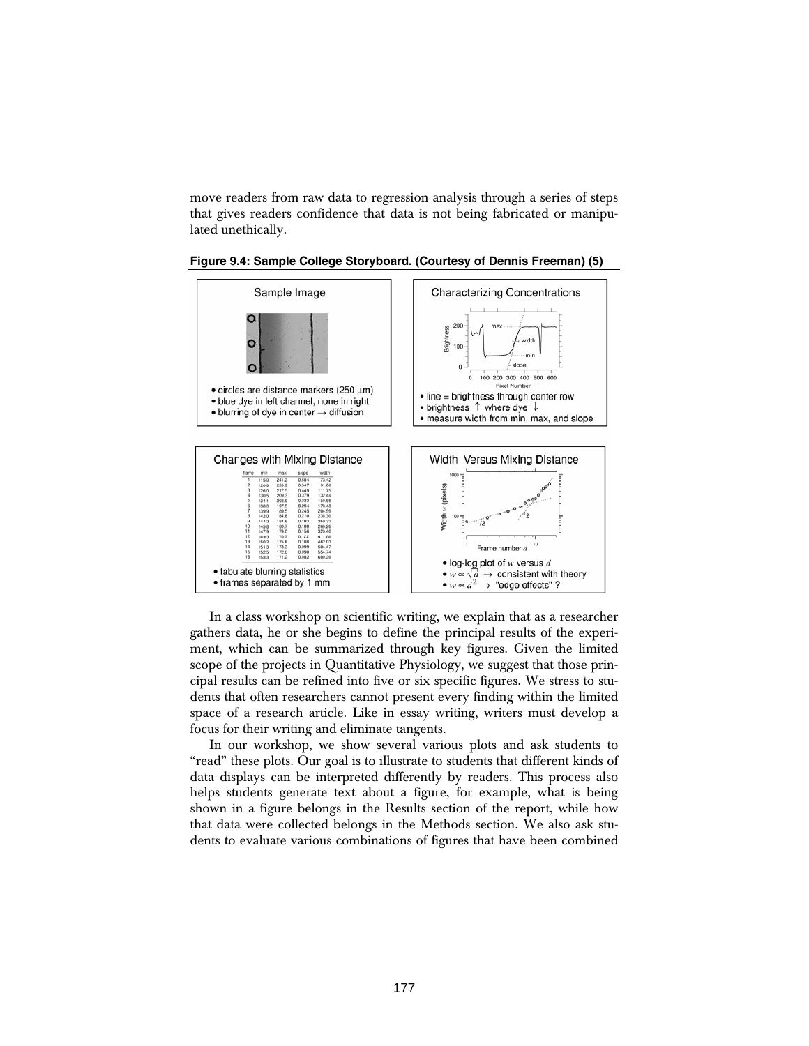move readers from raw data to regression analysis through a series of steps that gives readers confidence that data is not being fabricated or manipulated unethically.

**Figure 9.4: Sample College Storyboard. (Courtesy of Dennis Freeman) (5)**

In a class workshop on scientific writing, we explain that as a researcher gathers data, he or she begins to define the principal results of the experiment, which can be summarized through key figures. Given the limited scope of the projects in Quantitative Physiology, we suggest that those principal results can be refined into five or six specific figures. We stress to students that often researchers cannot present every finding within the limited space of a research article. Like in essay writing, writers must develop a focus for their writing and eliminate tangents.

In our workshop, we show several various plots and ask students to "read" these plots. Our goal is to illustrate to students that different kinds of data displays can be interpreted differently by readers. This process also helps students generate text about a figure, for example, what is being shown in a figure belongs in the Results section of the report, while how that data were collected belongs in the Methods section. We also ask students to evaluate various combinations of figures that have been combined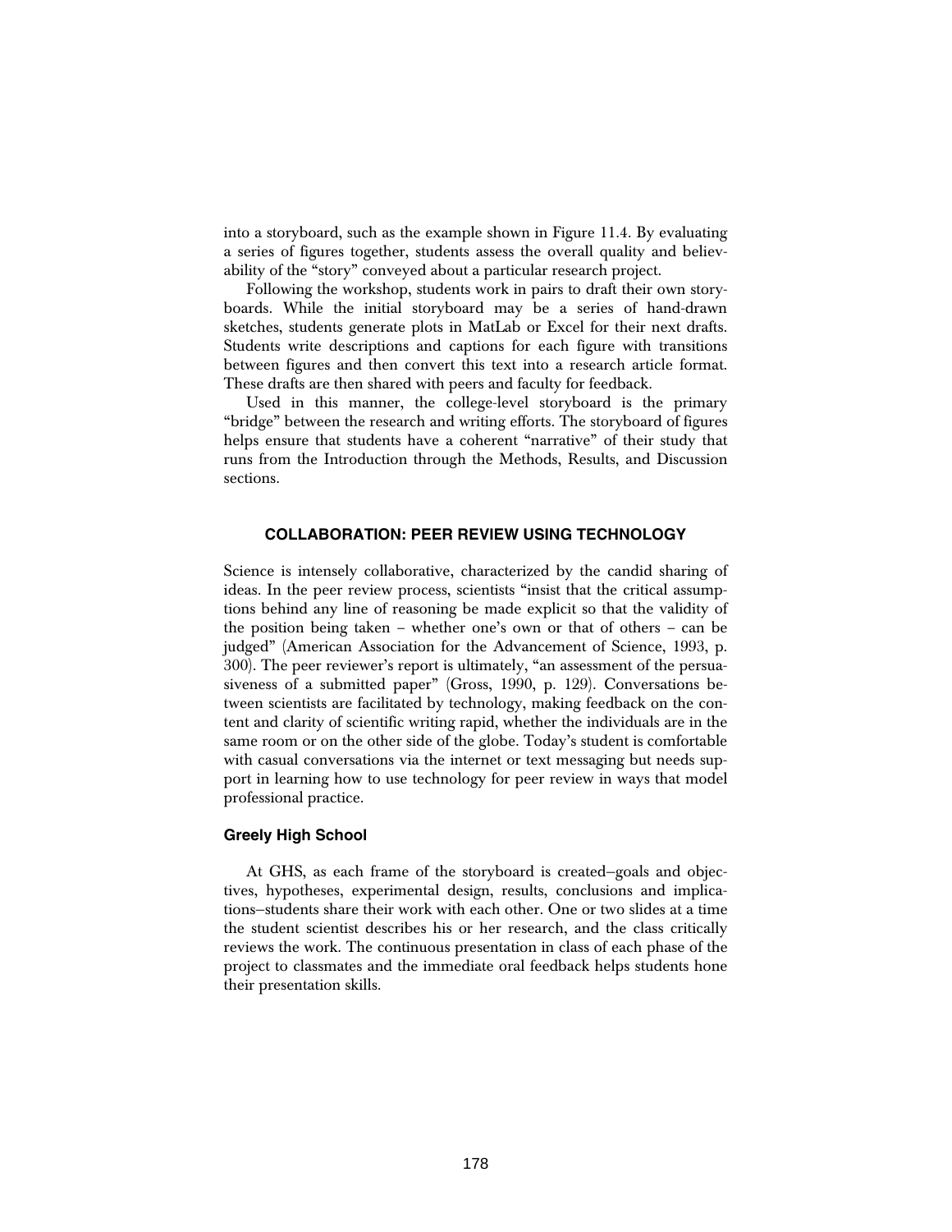into a storyboard, such as the example shown in Figure 11.4. By evaluating a series of figures together, students assess the overall quality and believability of the "story" conveyed about a particular research project.

Following the workshop, students work in pairs to draft their own storyboards. While the initial storyboard may be a series of hand-drawn sketches, students generate plots in MatLab or Excel for their next drafts. Students write descriptions and captions for each figure with transitions between figures and then convert this text into a research article format. These drafts are then shared with peers and faculty for feedback.

Used in this manner, the college-level storyboard is the primary "bridge" between the research and writing efforts. The storyboard of figures helps ensure that students have a coherent "narrative" of their study that runs from the Introduction through the Methods, Results, and Discussion sections.

## COLLABORATION: PEER REVIEW USING TECHNOLOGY

Science is intensely collaborative, characterized by the candid sharing of ideas. In the peer review process, scientists "insist that the critical assumptions behind any line of reasoning be made explicit so that the validity of the position being taken – whether one's own or that of others – can be judged" (American Association for the Advancement of Science, 1993, p. 300). The peer reviewer's report is ultimately, "an assessment of the persuasiveness of a submitted paper" (Gross, 1990, p. 129). Conversations between scientists are facilitated by technology, making feedback on the content and clarity of scientific writing rapid, whether the individuals are in the same room or on the other side of the globe. Today's student is comfortable with casual conversations via the internet or text messaging but needs support in learning how to use technology for peer review in ways that model professional practice.

### Greely High School

At GHS, as each frame of the storyboard is created–goals and objectives, hypotheses, experimental design, results, conclusions and implications–students share their work with each other. One or two slides at a time the student scientist describes his or her research, and the class critically reviews the work. The continuous presentation in class of each phase of the project to classmates and the immediate oral feedback helps students hone their presentation skills.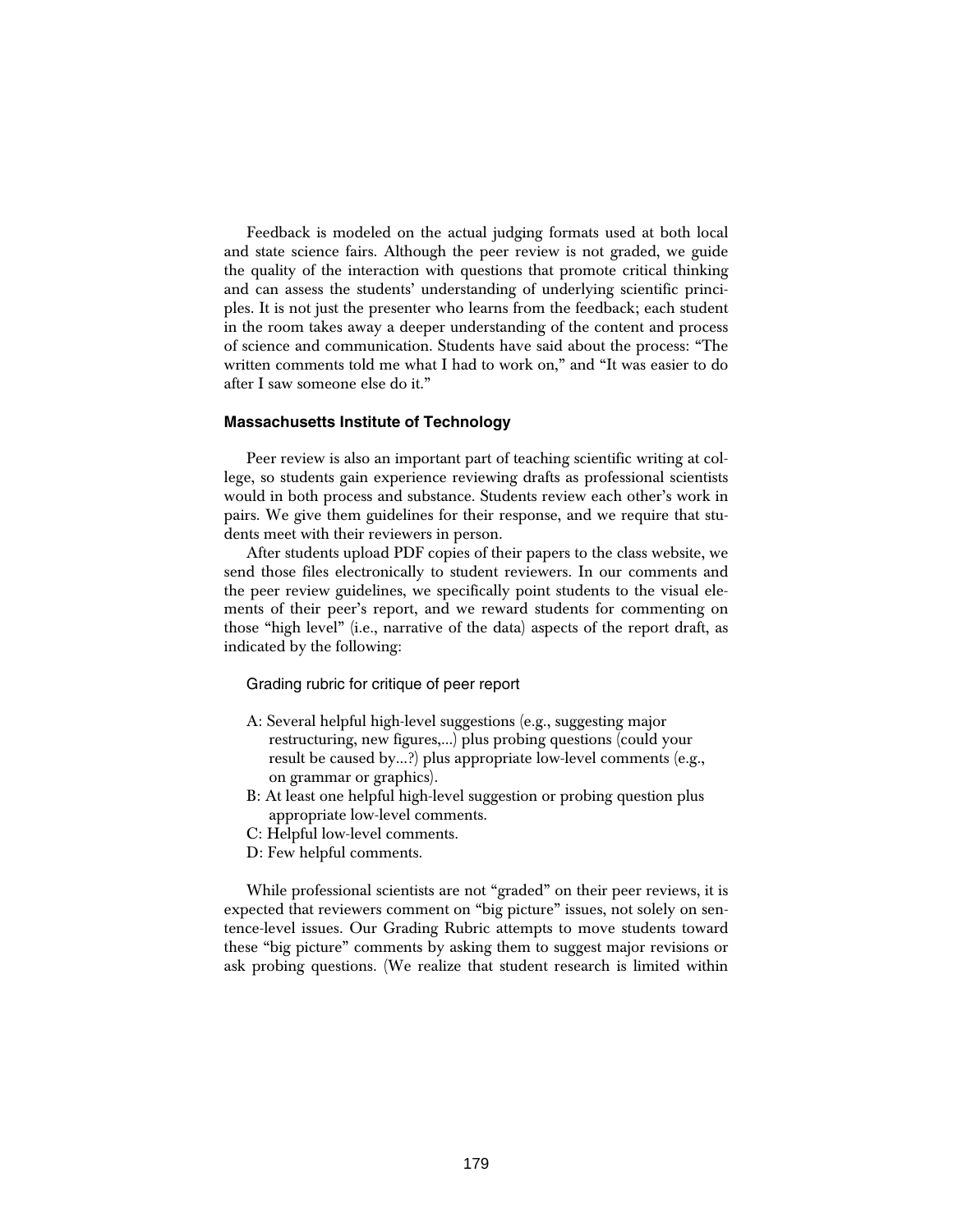Feedback is modeled on the actual judging formats used at both local and state science fairs. Although the peer review is not graded, we guide the quality of the interaction with questions that promote critical thinking and can assess the students' understanding of underlying scientific principles. It is not just the presenter who learns from the feedback; each student in the room takes away a deeper understanding of the content and process of science and communication. Students have said about the process: "The written comments told me what I had to work on," and "It was easier to do after I saw someone else do it."

### Massachusetts Institute of Technology

Peer review is also an important part of teaching scientific writing at college, so students gain experience reviewing drafts as professional scientists would in both process and substance. Students review each other's work in pairs. We give them guidelines for their response, and we require that students meet with their reviewers in person.

After students upload PDF copies of their papers to the class website, we send those files electronically to student reviewers. In our comments and the peer review guidelines, we specifically point students to the visual elements of their peer's report, and we reward students for commenting on those "high level" (i.e., narrative of the data) aspects of the report draft, as indicated by the following:

Grading rubric for critique of peer report

- A: Several helpful high-level suggestions (e.g., suggesting major restructuring, new figures,...) plus probing questions (could your result be caused by...?) plus appropriate low-level comments (e.g., on grammar or graphics).
- B: At least one helpful high-level suggestion or probing question plus appropriate low-level comments.
- C: Helpful low-level comments.
- D: Few helpful comments.

While professional scientists are not "graded" on their peer reviews, it is expected that reviewers comment on "big picture" issues, not solely on sentence-level issues. Our Grading Rubric attempts to move students toward these "big picture" comments by asking them to suggest major revisions or ask probing questions. (We realize that student research is limited within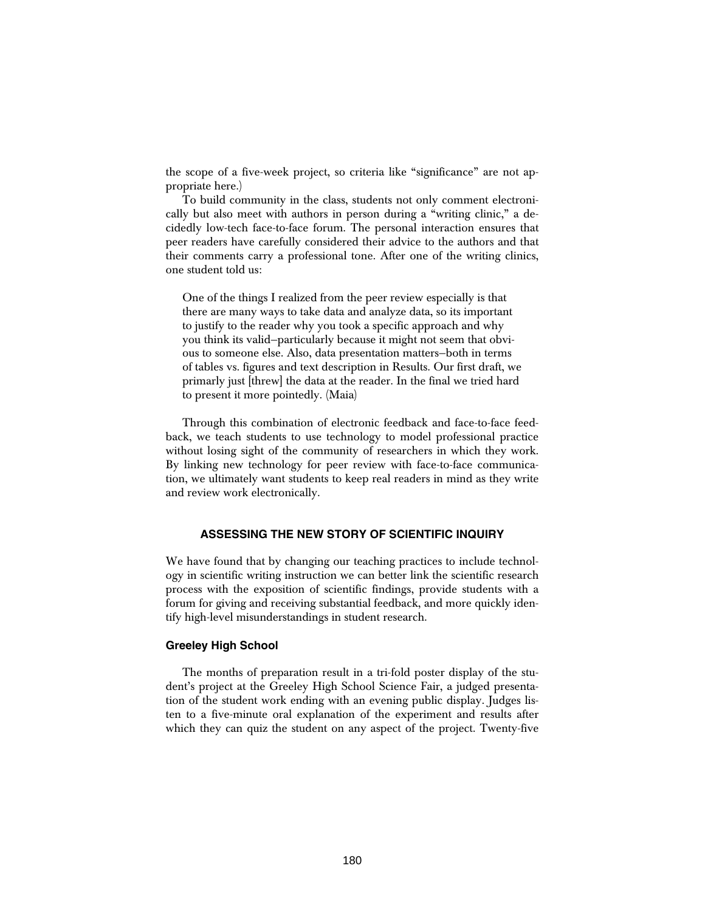the scope of a five-week project, so criteria like "significance" are not appropriate here.)

To build community in the class, students not only comment electronically but also meet with authors in person during a "writing clinic," a decidedly low-tech face-to-face forum. The personal interaction ensures that peer readers have carefully considered their advice to the authors and that their comments carry a professional tone. After one of the writing clinics, one student told us:

> One of the things I realized from the peer review especially is that there are many ways to take data and analyze data, so its important to justify to the reader why you took a specific approach and why you think its valid–particularly because it might not seem that obvious to someone else. Also, data presentation matters–both in terms of tables vs. figures and text description in Results. Our first draft, we primarily just [threw] the data at the reader. In the final we tried hard to present it more pointedly. (Maia)

Through this combination of electronic feedback and face-to-face feedback, we teach students to use technology to model professional practice without losing sight of the community of researchers in which they work. By linking new technology for peer review with face-to-face communication, we ultimately want students to keep real readers in mind as they write and review work electronically.

## ASSESSING THE NEW STORY OF SCIENTIFIC INQUIRY

We have found that by changing our teaching practices to include technology in scientific writing instruction we can better link the scientific research process with the exposition of scientific findings, provide students with a forum for giving and receiving substantial feedback, and more quickly identify high-level misunderstandings in student research.

### Greeley High School

The months of preparation result in a tri-fold poster display of the student's project at the Greeley High School Science Fair, a judged presentation of the student work ending with an evening public display. Judges listen to a five-minute oral explanation of the experiment and results after which they can quiz the student on any aspect of the project. Twenty-five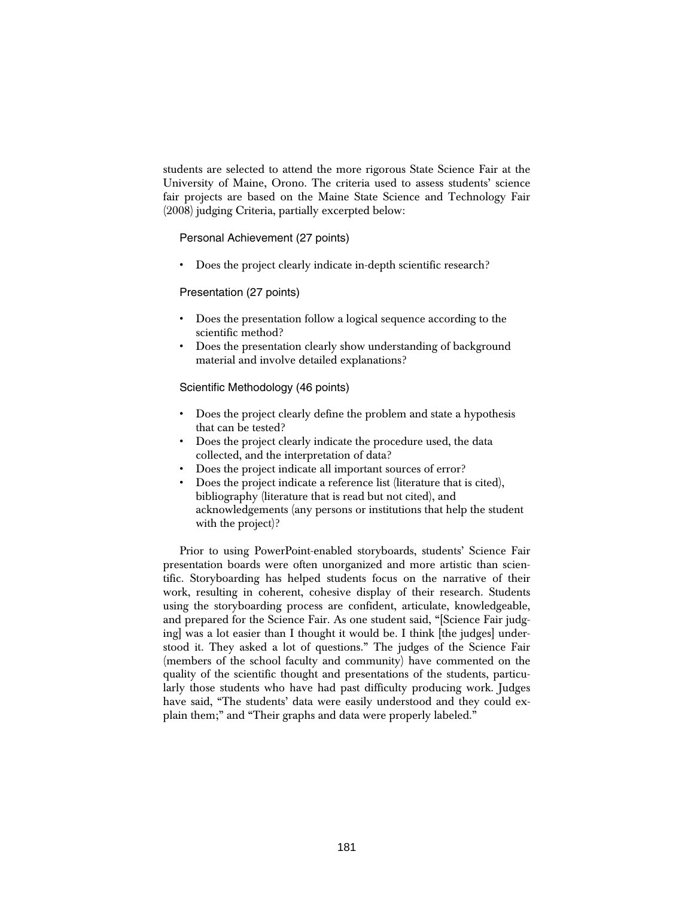students are selected to attend the more rigorous State Science Fair at the University of Maine, Orono. The criteria used to assess students' science fair projects are based on the Maine State Science and Technology Fair (2008) judging Criteria, partially excerpted below:

Personal Achievement (27 points)

- Does the project clearly indicate in-depth scientific research?

Presentation (27 points)

- Does the presentation follow a logical sequence according to the scientific method?
- Does the presentation clearly show understanding of background material and involve detailed explanations?

Scientific Methodology (46 points)

- Does the project clearly define the problem and state a hypothesis that can be tested?
- Does the project clearly indicate the procedure used, the data collected, and the interpretation of data?
- Does the project indicate all important sources of error?
- Does the project indicate a reference list (literature that is cited), bibliography (literature that is read but not cited), and acknowledgements (any persons or institutions that help the student with the project)?

Prior to using PowerPoint-enabled storyboards, students' Science Fair presentation boards were often unorganized and more artistic than scientific. Storyboarding has helped students focus on the narrative of their work, resulting in coherent, cohesive display of their research. Students using the storyboarding process are confident, articulate, knowledgeable, and prepared for the Science Fair. As one student said, "[Science Fair judging] was a lot easier than I thought it would be. I think [the judges] understood it. They asked a lot of questions." The judges of the Science Fair (members of the school faculty and community) have commented on the quality of the scientific thought and presentations of the students, particularly those students who have had past difficulty producing work. Judges have said, "The students' data were easily understood and they could explain them;" and "Their graphs and data were properly labeled."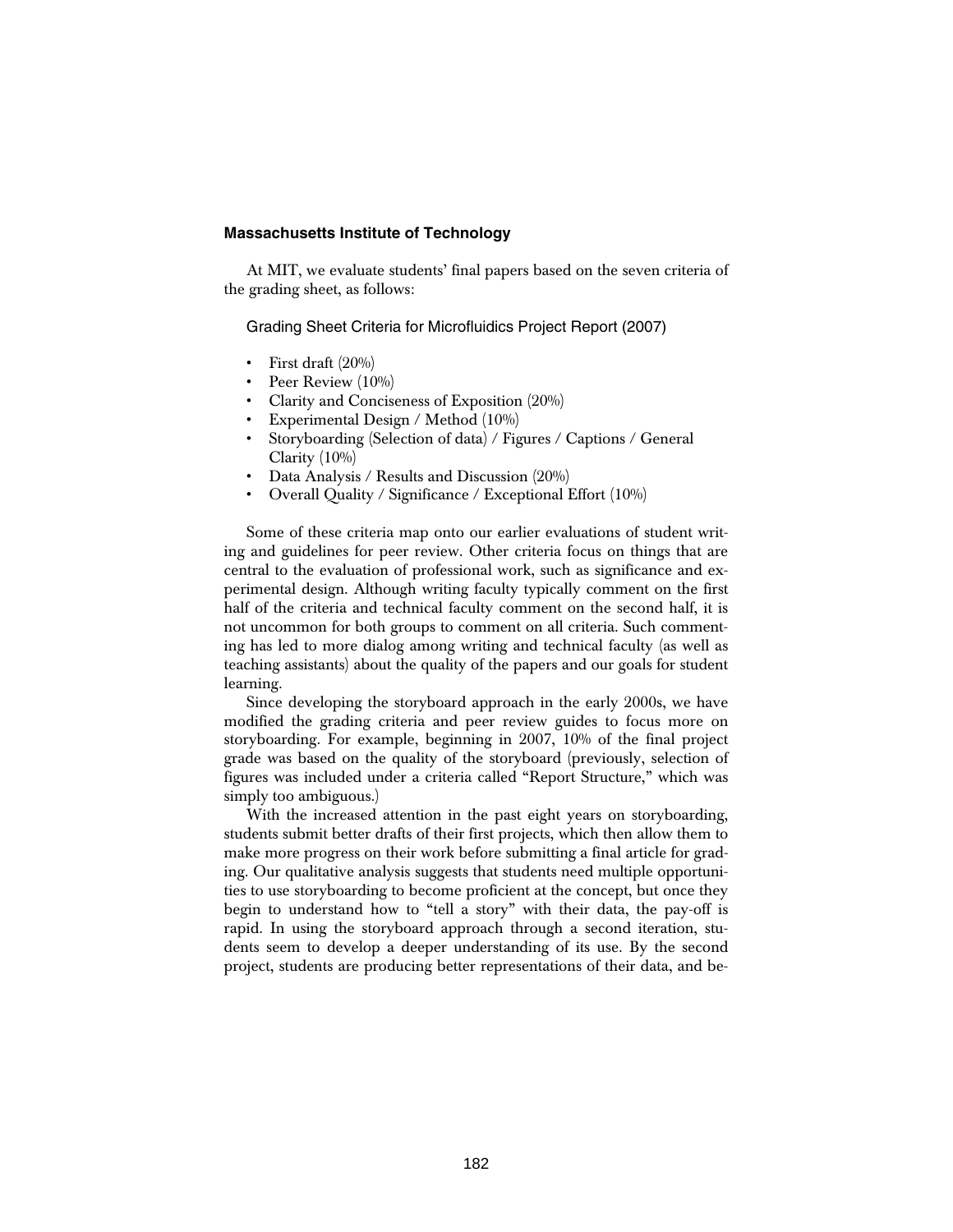### Massachusetts Institute of Technology

At MIT, we evaluate students' final papers based on the seven criteria of the grading sheet, as follows:

Grading Sheet Criteria for Microfluidics Project Report (2007)

- First draft (20%)
- Peer Review (10%)
- Clarity and Conciseness of Exposition (20%)
- Experimental Design / Method (10%)
- Storyboarding (Selection of data) / Figures / Captions / General Clarity (10%)
- Data Analysis / Results and Discussion (20%)
- Overall Quality / Significance / Exceptional Effort (10%)

Some of these criteria map onto our earlier evaluations of student writing and guidelines for peer review. Other criteria focus on things that are central to the evaluation of professional work, such as significance and experimental design. Although writing faculty typically comment on the first half of the criteria and technical faculty comment on the second half, it is not uncommon for both groups to comment on all criteria. Such commenting has led to more dialog among writing and technical faculty (as well as teaching assistants) about the quality of the papers and our goals for student learning.

Since developing the storyboard approach in the early 2000s, we have modified the grading criteria and peer review guides to focus more on storyboarding. For example, beginning in 2007, 10% of the final project grade was based on the quality of the storyboard (previously, selection of figures was included under a criteria called "Report Structure," which was simply too ambiguous.)

With the increased attention in the past eight years on storyboarding, students submit better drafts of their first projects, which then allow them to make more progress on their work before submitting a final article for grading. Our qualitative analysis suggests that students need multiple opportunities to use storyboarding to become proficient at the concept, but once they begin to understand how to "tell a story" with their data, the pay-off is rapid. In using the storyboard approach through a second iteration, students seem to develop a deeper understanding of its use. By the second project, students are producing better representations of their data, and be-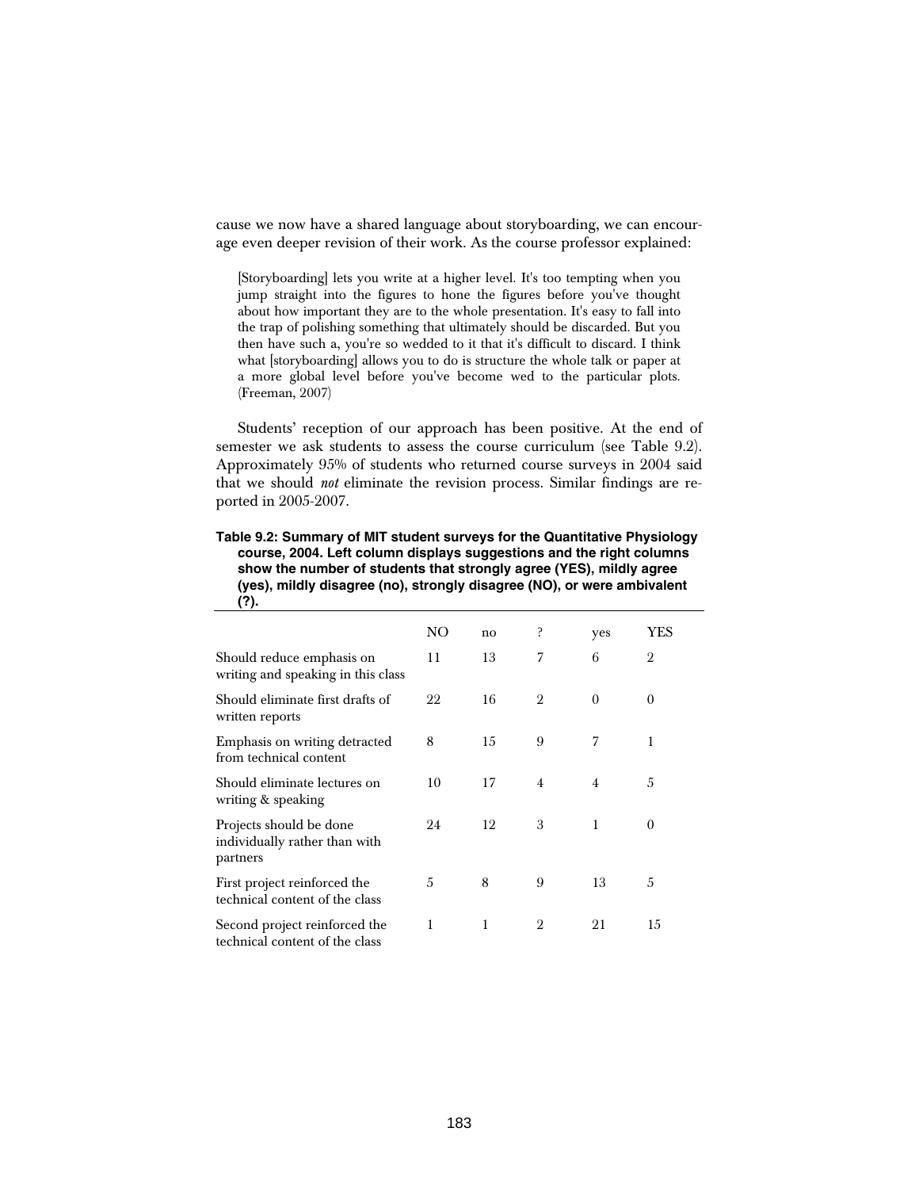cause we now have a shared language about storyboarding, we can encourage even deeper revision of their work. As the course professor explained:

> [Storyboarding] lets you write at a higher level. It's too tempting when you jump straight into the figures to hone the figures before you've thought about how important they are to the whole presentation. It's easy to fall into the trap of polishing something that ultimately should be discarded. But you then have such a, you're so wedded to it that it's difficult to discard. I think what [storyboarding] allows you to do is structure the whole talk or paper at a more global level before you've become wed to the particular plots. (Freeman, 2007)

Students' reception of our approach has been positive. At the end of semester we ask students to assess the course curriculum (see Table 9.2). Approximately 95% of students who returned course surveys in 2004 said that we should *not* eliminate the revision process. Similar findings are reported in 2005-2007.

**Table 9.2: Summary of MIT student surveys for the Quantitative Physiology course, 2004. Left column displays suggestions and the right columns show the number of students that strongly agree (YES), mildly agree (yes), mildly disagree (no), strongly disagree (NO), or were ambivalent (?).**

| | NO | no | ? | yes | YES |
|---|---|---|---|---|---|
| Should reduce emphasis on writing and speaking in this class | 11 | 13 | 7 | 6 | 2 |
| Should eliminate first drafts of written reports | 22 | 16 | 2 | 0 | 0 |
| Emphasis on writing detracted from technical content | 8 | 15 | 9 | 7 | 1 |
| Should eliminate lectures on writing & speaking | 10 | 17 | 4 | 4 | 5 |
| Projects should be done individually rather than with partners | 24 | 12 | 3 | 1 | 0 |
| First project reinforced the technical content of the class | 5 | 8 | 9 | 13 | 5 |
| Second project reinforced the technical content of the class | 1 | 1 | 2 | 21 | 15 |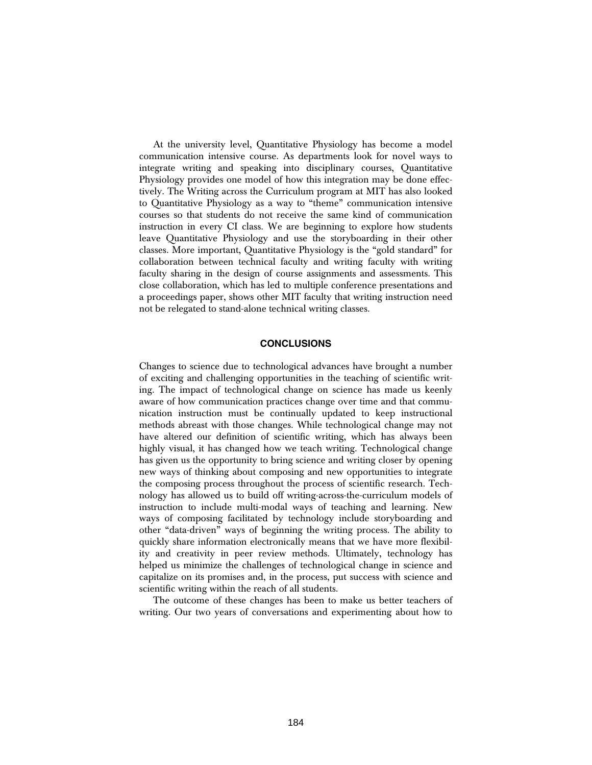At the university level, Quantitative Physiology has become a model communication intensive course. As departments look for novel ways to integrate writing and speaking into disciplinary courses, Quantitative Physiology provides one model of how this integration may be done effectively. The Writing across the Curriculum program at MIT has also looked to Quantitative Physiology as a way to "theme" communication intensive courses so that students do not receive the same kind of communication instruction in every CI class. We are beginning to explore how students leave Quantitative Physiology and use the storyboarding in their other classes. More important, Quantitative Physiology is the "gold standard" for collaboration between technical faculty and writing faculty with writing faculty sharing in the design of course assignments and assessments. This close collaboration, which has led to multiple conference presentations and a proceedings paper, shows other MIT faculty that writing instruction need not be relegated to stand-alone technical writing classes.

## CONCLUSIONS

Changes to science due to technological advances have brought a number of exciting and challenging opportunities in the teaching of scientific writing. The impact of technological change on science has made us keenly aware of how communication practices change over time and that communication instruction must be continually updated to keep instructional methods abreast with those changes. While technological change may not have altered our definition of scientific writing, which has always been highly visual, it has changed how we teach writing. Technological change has given us the opportunity to bring science and writing closer by opening new ways of thinking about composing and new opportunities to integrate the composing process throughout the process of scientific research. Technology has allowed us to build off writing-across-the-curriculum models of instruction to include multi-modal ways of teaching and learning. New ways of composing facilitated by technology include storyboarding and other "data-driven" ways of beginning the writing process. The ability to quickly share information electronically means that we have more flexibility and creativity in peer review methods. Ultimately, technology has helped us minimize the challenges of technological change in science and capitalize on its promises and, in the process, put success with science and scientific writing within the reach of all students.

The outcome of these changes has been to make us better teachers of writing. Our two years of conversations and experimenting about how to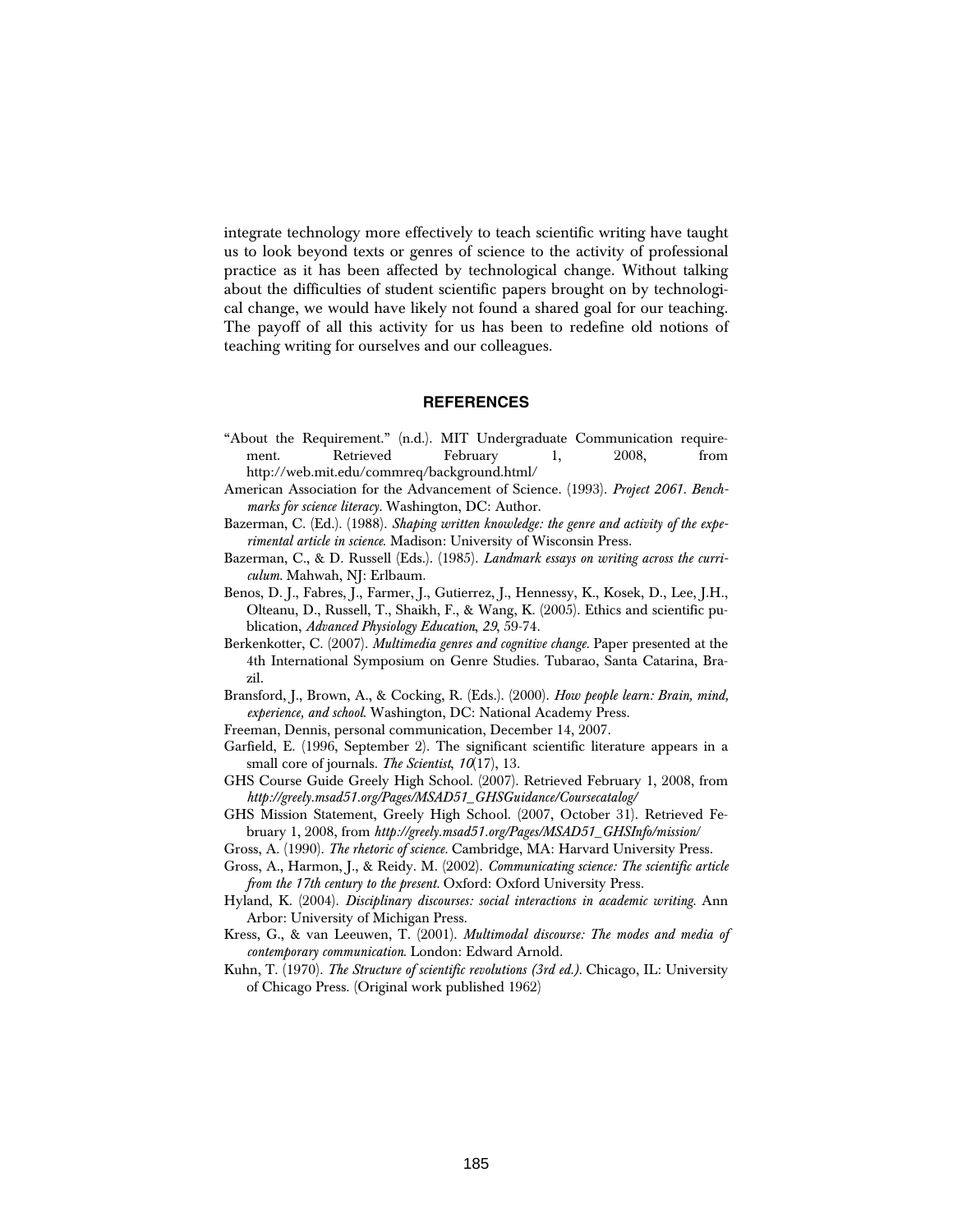integrate technology more effectively to teach scientific writing have taught us to look beyond texts or genres of science to the activity of professional practice as it has been affected by technological change. Without talking about the difficulties of student scientific papers brought on by technological change, we would have likely not found a shared goal for our teaching. The payoff of all this activity for us has been to redefine old notions of teaching writing for ourselves and our colleagues.

## REFERENCES

"About the Requirement." (n.d.). MIT Undergraduate Communication requirement. Retrieved February 1, 2008, from http://web.mit.edu/commreq/background.html/

American Association for the Advancement of Science. (1993). *Project 2061. Benchmarks for science literacy*. Washington, DC: Author.

Bazerman, C. (Ed.). (1988). *Shaping written knowledge: the genre and activity of the experimental article in science*. Madison: University of Wisconsin Press.

Bazerman, C., & D. Russell (Eds.). (1985). *Landmark essays on writing across the curriculum*. Mahwah, NJ: Erlbaum.

Benos, D. J., Fabres, J., Farmer, J., Gutierrez, J., Hennessy, K., Kosek, D., Lee, J.H., Olteanu, D., Russell, T., Shaikh, F., & Wang, K. (2005). Ethics and scientific publication, *Advanced Physiology Education*, *29*, 59-74.

Berkenkotter, C. (2007). *Multimedia genres and cognitive change*. Paper presented at the 4th International Symposium on Genre Studies. Tubarao, Santa Catarina, Brazil.

Bransford, J., Brown, A., & Cocking, R. (Eds.). (2000). *How people learn: Brain, mind, experience, and school*. Washington, DC: National Academy Press.

Freeman, Dennis, personal communication, December 14, 2007.

Garfield, E. (1996, September 2). The significant scientific literature appears in a small core of journals. *The Scientist*, *10*(17), 13.

GHS Course Guide Greely High School. (2007). Retrieved February 1, 2008, from *http://greely.msad51.org/Pages/MSAD51_GHSGuidance/Coursecatalog/*

GHS Mission Statement, Greely High School. (2007, October 31). Retrieved February 1, 2008, from *http://greely.msad51.org/Pages/MSAD51_GHSInfo/mission/*

Gross, A. (1990). *The rhetoric of science*. Cambridge, MA: Harvard University Press.

Gross, A., Harmon, J., & Reidy. M. (2002). *Communicating science: The scientific article from the 17th century to the present*. Oxford: Oxford University Press.

Hyland, K. (2004). *Disciplinary discourses: social interactions in academic writing*. Ann Arbor: University of Michigan Press.

Kress, G., & van Leeuwen, T. (2001). *Multimodal discourse: The modes and media of contemporary communication*. London: Edward Arnold.

Kuhn, T. (1970). *The Structure of scientific revolutions (3rd ed.)*. Chicago, IL: University of Chicago Press. (Original work published 1962)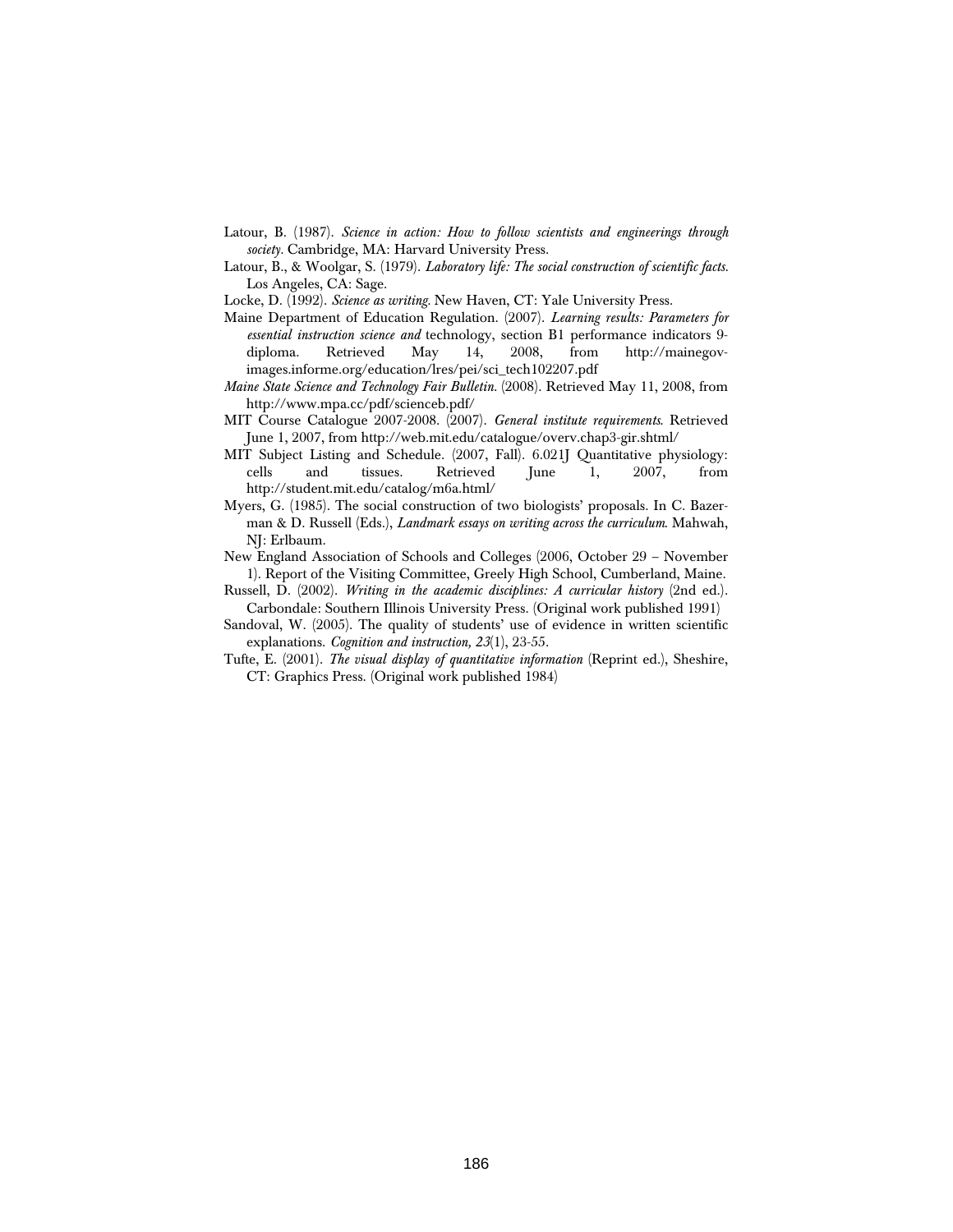Latour, B. (1987). *Science in action: How to follow scientists and engineerings through society*. Cambridge, MA: Harvard University Press.

Latour, B., & Woolgar, S. (1979). *Laboratory life: The social construction of scientific facts*. Los Angeles, CA: Sage.

Locke, D. (1992). *Science as writing*. New Haven, CT: Yale University Press.

Maine Department of Education Regulation. (2007). *Learning results: Parameters for essential instruction science and* technology, section B1 performance indicators 9-diploma. Retrieved May 14, 2008, from http://mainegov-images.informe.org/education/lres/pei/sci_tech102207.pdf

*Maine State Science and Technology Fair Bulletin*. (2008). Retrieved May 11, 2008, from http://www.mpa.cc/pdf/scienceb.pdf/

MIT Course Catalogue 2007-2008. (2007). *General institute requirements*. Retrieved June 1, 2007, from http://web.mit.edu/catalogue/overv.chap3-gir.shtml/

MIT Subject Listing and Schedule. (2007, Fall). 6.021J Quantitative physiology: cells and tissues. Retrieved June 1, 2007, from http://student.mit.edu/catalog/m6a.html/

Myers, G. (1985). The social construction of two biologists' proposals. In C. Bazerman & D. Russell (Eds.), *Landmark essays on writing across the curriculum*. Mahwah, NJ: Erlbaum.

New England Association of Schools and Colleges (2006, October 29 – November 1). Report of the Visiting Committee, Greely High School, Cumberland, Maine.

Russell, D. (2002). *Writing in the academic disciplines: A curricular history* (2nd ed.). Carbondale: Southern Illinois University Press. (Original work published 1991)

Sandoval, W. (2005). The quality of students' use of evidence in written scientific explanations. *Cognition and instruction, 23*(1), 23-55.

Tufte, E. (2001). *The visual display of quantitative information* (Reprint ed.), Sheshire, CT: Graphics Press. (Original work published 1984)